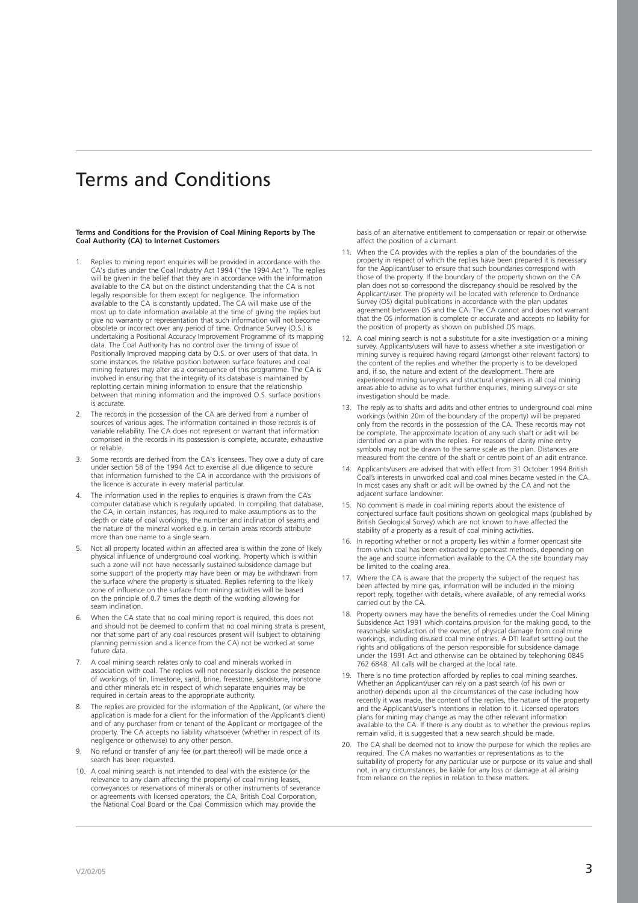# Terms and Conditions

**Terms and Conditions for the Provision of Coal Mining Reports by The Coal Authority (CA) to Internet Customers**

1. Replies to mining report enquiries will be provided in accordance with the CA's duties under the Coal Industry Act 1994 ("the 1994 Act"). The replies will be given in the belief that they are in accordance with the information available to the CA but on the distinct understanding that the CA is not legally responsible for them except for negligence. The information available to the CA is constantly updated. The CA will make use of the most up to date information available at the time of giving the replies but give no warranty or representation that such information will not become obsolete or incorrect over any period of time. Ordnance Survey (O.S.) is undertaking a Positional Accuracy Improvement Programme of its mapping data. The Coal Authority has no control over the timing of issue of Positionally Improved mapping data by O.S. or over users of that data. In some instances the relative position between surface features and coal mining features may alter as a consequence of this programme. The CA is involved in ensuring that the integrity of its database is maintained by replotting certain mining information to ensure that the relationship between that mining information and the improved O.S. surface positions is accurate.
2. The records in the possession of the CA are derived from a number of sources of various ages. The information contained in those records is of variable reliability. The CA does not represent or warrant that information comprised in the records in its possession is complete, accurate, exhaustive or reliable.
3. Some records are derived from the CA's licensees. They owe a duty of care under section 58 of the 1994 Act to exercise all due diligence to secure that information furnished to the CA in accordance with the provisions of the licence is accurate in every material particular.
4. The information used in the replies to enquiries is drawn from the CA's computer database which is regularly updated. In compiling that database, the CA, in certain instances, has required to make assumptions as to the depth or date of coal workings, the number and inclination of seams and the nature of the mineral worked e.g. in certain areas records attribute more than one name to a single seam.
5. Not all property located within an affected area is within the zone of likely physical influence of underground coal working. Property which is within such a zone will not have necessarily sustained subsidence damage but some support of the property may have been or may be withdrawn from the surface where the property is situated. Replies referring to the likely zone of influence on the surface from mining activities will be based on the principle of 0.7 times the depth of the working allowing for seam inclination.
6. When the CA state that no coal mining report is required, this does not and should not be deemed to confirm that no coal mining strata is present, nor that some part of any coal resources present will (subject to obtaining planning permission and a licence from the CA) not be worked at some future data.
7. A coal mining search relates only to coal and minerals worked in association with coal. The replies will not necessarily disclose the presence of workings of tin, limestone, sand, brine, freestone, sandstone, ironstone and other minerals etc in respect of which separate enquiries may be required in certain areas to the appropriate authority.
8. The replies are provided for the information of the Applicant, (or where the application is made for a client for the information of the Applicant's client) and of any purchaser from or tenant of the Applicant or mortgagee of the property. The CA accepts no liability whatsoever (whether in respect of its negligence or otherwise) to any other person.
9. No refund or transfer of any fee (or part thereof) will be made once a search has been requested.
10. A coal mining search is not intended to deal with the existence (or the relevance to any claim affecting the property) of coal mining leases, conveyances or reservations of minerals or other instruments of severance or agreements with licensed operators, the CA, British Coal Corporation, the National Coal Board or the Coal Commission which may provide the basis of an alternative entitlement to compensation or repair or otherwise affect the position of a claimant.
11. When the CA provides with the replies a plan of the boundaries of the property in respect of which the replies have been prepared it is necessary for the Applicant/user to ensure that such boundaries correspond with those of the property. If the boundary of the property shown on the CA plan does not so correspond the discrepancy should be resolved by the Applicant/user. The property will be located with reference to Ordnance Survey (OS) digital publications in accordance with the plan updates agreement between OS and the CA. The CA cannot and does not warrant that the OS information is complete or accurate and accepts no liability for the position of property as shown on published OS maps.
12. A coal mining search is not a substitute for a site investigation or a mining survey. Applicants/users will have to assess whether a site investigation or mining survey is required having regard (amongst other relevant factors) to the content of the replies and whether the property is to be developed and, if so, the nature and extent of the development. There are experienced mining surveyors and structural engineers in all coal mining areas able to advise as to what further enquiries, mining surveys or site investigation should be made.
13. The reply as to shafts and adits and other entries to underground coal mine workings (within 20m of the boundary of the property) will be prepared only from the records in the possession of the CA. These records may not be complete. The approximate location of any such shaft or adit will be identified on a plan with the replies. For reasons of clarity mine entry symbols may not be drawn to the same scale as the plan. Distances are measured from the centre of the shaft or centre point of an adit entrance.
14. Applicants/users are advised that with effect from 31 October 1994 British Coal's interests in unworked coal and coal mines became vested in the CA. In most cases any shaft or adit will be owned by the CA and not the adjacent surface landowner.
15. No comment is made in coal mining reports about the existence of conjectured surface fault positions shown on geological maps (published by British Geological Survey) which are not known to have affected the stability of a property as a result of coal mining activities.
16. In reporting whether or not a property lies within a former opencast site from which coal has been extracted by opencast methods, depending on the age and source information available to the CA the site boundary may be limited to the coaling area.
17. Where the CA is aware that the property the subject of the request has been affected by mine gas, information will be included in the mining report reply, together with details, where available, of any remedial works carried out by the CA.
18. Property owners may have the benefits of remedies under the Coal Mining Subsidence Act 1991 which contains provision for the making good, to the reasonable satisfaction of the owner, of physical damage from coal mine workings, including disused coal mine entries. A DTI leaflet setting out the rights and obligations of the person responsible for subsidence damage under the 1991 Act and otherwise can be obtained by telephoning 0845 762 6848. All calls will be charged at the local rate.
19. There is no time protection afforded by replies to coal mining searches. Whether an Applicant/user can rely on a past search (of his own or another) depends upon all the circumstances of the case including how recently it was made, the content of the replies, the nature of the property and the Applicant's/user's intentions in relation to it. Licensed operators plans for mining may change as may the other relevant information available to the CA. If there is any doubt as to whether the previous replies remain valid, it is suggested that a new search should be made.
20. The CA shall be deemed not to know the purpose for which the replies are required. The CA makes no warranties or representations as to the suitability of property for any particular use or purpose or its value and shall not, in any circumstances, be liable for any loss or damage at all arising from reliance on the replies in relation to these matters.

V2/02/05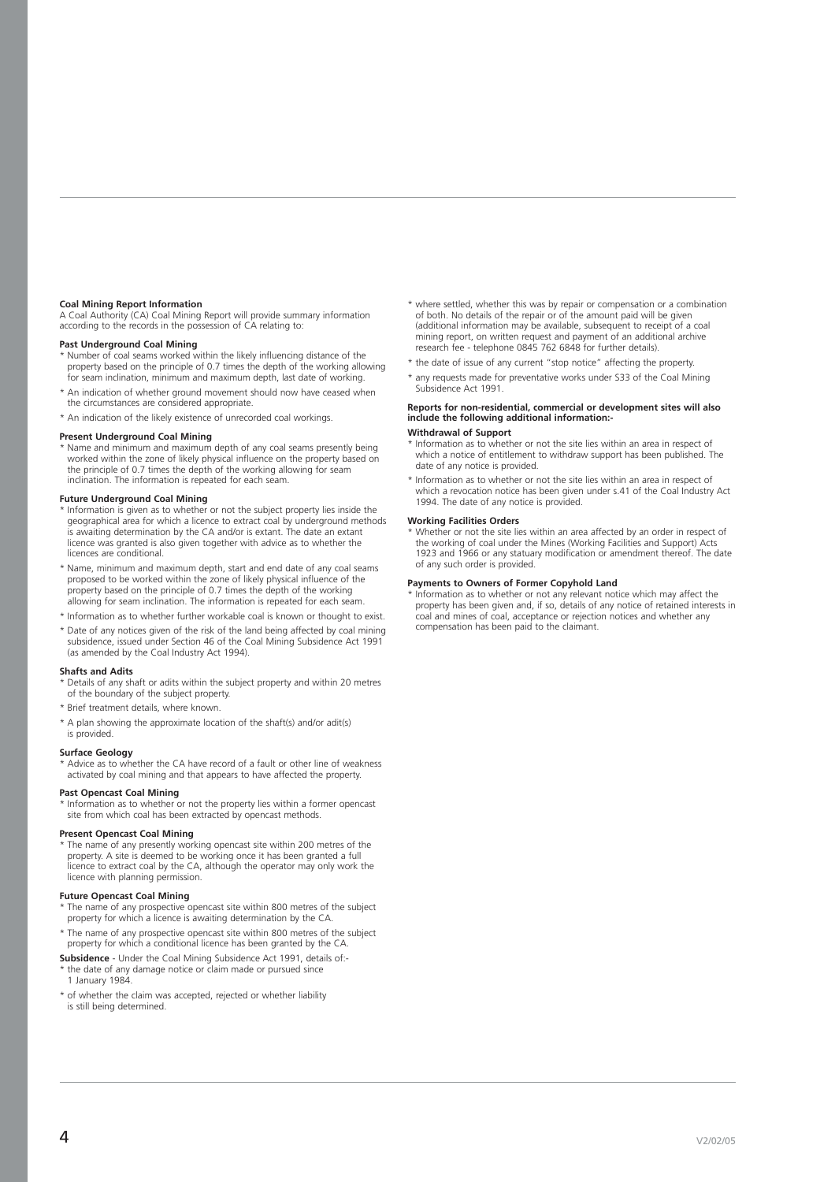**Coal Mining Report Information**

A Coal Authority (CA) Coal Mining Report will provide summary information according to the records in the possession of CA relating to:

**Past Underground Coal Mining**

* Number of coal seams worked within the likely influencing distance of the property based on the principle of 0.7 times the depth of the working allowing for seam inclination, minimum and maximum depth, last date of working.
* An indication of whether ground movement should now have ceased when the circumstances are considered appropriate.
* An indication of the likely existence of unrecorded coal workings.

**Present Underground Coal Mining**

* Name and minimum and maximum depth of any coal seams presently being worked within the zone of likely physical influence on the property based on the principle of 0.7 times the depth of the working allowing for seam inclination. The information is repeated for each seam.

**Future Underground Coal Mining**

* Information is given as to whether or not the subject property lies inside the geographical area for which a licence to extract coal by underground methods is awaiting determination by the CA and/or is extant. The date an extant licence was granted is also given together with advice as to whether the licences are conditional.
* Name, minimum and maximum depth, start and end date of any coal seams proposed to be worked within the zone of likely physical influence of the property based on the principle of 0.7 times the depth of the working allowing for seam inclination. The information is repeated for each seam.
* Information as to whether further workable coal is known or thought to exist.
* Date of any notices given of the risk of the land being affected by coal mining subsidence, issued under Section 46 of the Coal Mining Subsidence Act 1991 (as amended by the Coal Industry Act 1994).

**Shafts and Adits**

* Details of any shaft or adits within the subject property and within 20 metres of the boundary of the subject property.
* Brief treatment details, where known.
* A plan showing the approximate location of the shaft(s) and/or adit(s) is provided.

**Surface Geology**

* Advice as to whether the CA have record of a fault or other line of weakness activated by coal mining and that appears to have affected the property.

**Past Opencast Coal Mining**

* Information as to whether or not the property lies within a former opencast site from which coal has been extracted by opencast methods.

**Present Opencast Coal Mining**

* The name of any presently working opencast site within 200 metres of the property. A site is deemed to be working once it has been granted a full licence to extract coal by the CA, although the operator may only work the licence with planning permission.

**Future Opencast Coal Mining**

* The name of any prospective opencast site within 800 metres of the subject property for which a licence is awaiting determination by the CA.
* The name of any prospective opencast site within 800 metres of the subject property for which a conditional licence has been granted by the CA.

**Subsidence** - Under the Coal Mining Subsidence Act 1991, details of:-

* the date of any damage notice or claim made or pursued since 1 January 1984.
* of whether the claim was accepted, rejected or whether liability is still being determined.
* where settled, whether this was by repair or compensation or a combination of both. No details of the repair or of the amount paid will be given (additional information may be available, subsequent to receipt of a coal mining report, on written request and payment of an additional archive research fee - telephone 0845 762 6848 for further details).
* the date of issue of any current "stop notice" affecting the property.
* any requests made for preventative works under S33 of the Coal Mining Subsidence Act 1991.

**Reports for non-residential, commercial or development sites will also include the following additional information:-**

**Withdrawal of Support**

* Information as to whether or not the site lies within an area in respect of which a notice of entitlement to withdraw support has been published. The date of any notice is provided.
* Information as to whether or not the site lies within an area in respect of which a revocation notice has been given under s.41 of the Coal Industry Act 1994. The date of any notice is provided.

**Working Facilities Orders**

* Whether or not the site lies within an area affected by an order in respect of the working of coal under the Mines (Working Facilities and Support) Acts 1923 and 1966 or any statuary modification or amendment thereof. The date of any such order is provided.

**Payments to Owners of Former Copyhold Land**

* Information as to whether or not any relevant notice which may affect the property has been given and, if so, details of any notice of retained interests in coal and mines of coal, acceptance or rejection notices and whether any compensation has been paid to the claimant.